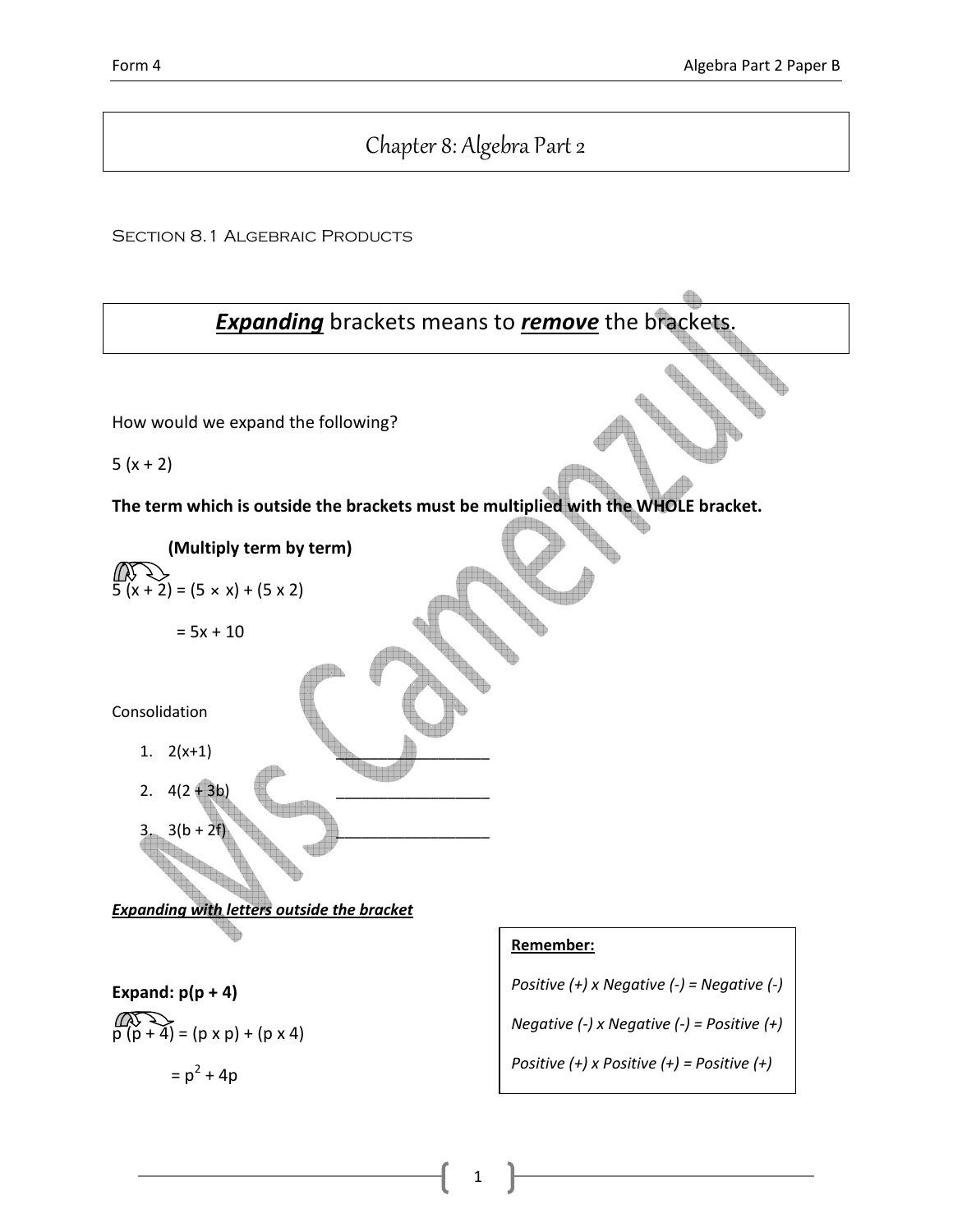# Chapter 8: Algebra Part 2

## Section 8.1 Algebraic Products

***Expanding*** brackets means to ***remove*** the brackets.

How would we expand the following?

$5(x + 2)$

**The term which is outside the brackets must be multiplied with the WHOLE bracket.**

**(Multiply term by term)**

$5(x + 2) = (5 \times x) + (5 \times 2)$

$= 5x + 10$

Consolidation

1. $2(x+1)$ ________________
2. $4(2 + 3b)$ ________________
3. $3(b + 2f)$ ________________

***Expanding with letters outside the bracket***

**Expand: $p(p + 4)$**

$p(p + 4) = (p \times p) + (p \times 4)$

$= p^2 + 4p$

**Remember:**

*Positive (+) x Negative (-) = Negative (-)*

*Negative (-) x Negative (-) = Positive (+)*

*Positive (+) x Positive (+) = Positive (+)*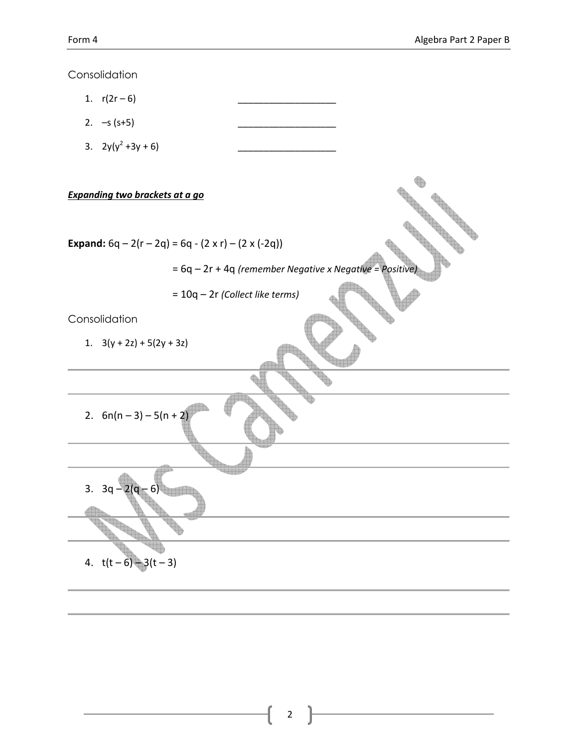Consolidation

1. $r(2r – 6)$ ____________________
2. $–s (s+5)$ ____________________
3. $2y(y^2 +3y + 6)$ ____________________

***Expanding two brackets at a go***

**Expand:** $6q – 2(r – 2q) = 6q - (2 \times r) – (2 \times (-2q))$

$= 6q – 2r + 4q$ *(remember Negative x Negative = Positive)*

$= 10q – 2r$ *(Collect like terms)*

Consolidation

1. $3(y + 2z) + 5(2y + 3z)$

2. $6n(n – 3) – 5(n + 2)$

3. $3q – 2(q – 6)$

4. $t(t – 6) – 3(t – 3)$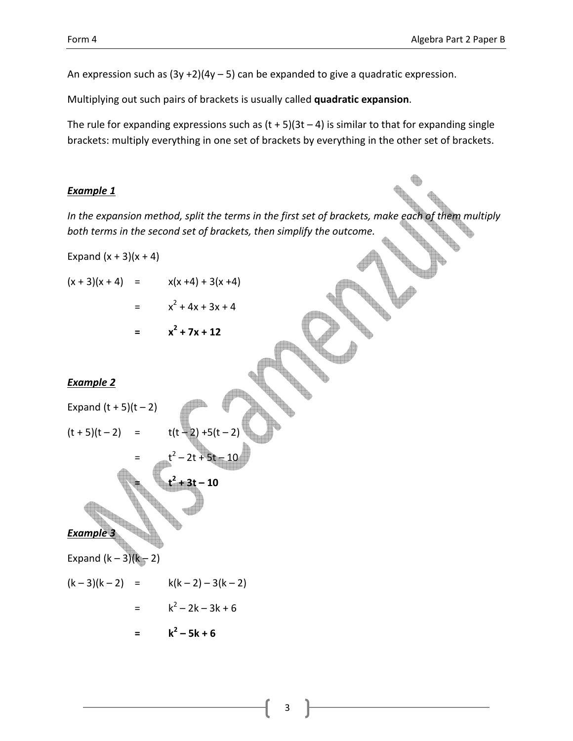An expression such as $(3y + 2)(4y - 5)$ can be expanded to give a quadratic expression.

Multiplying out such pairs of brackets is usually called **quadratic expansion**.

The rule for expanding expressions such as $(t + 5)(3t - 4)$ is similar to that for expanding single brackets: multiply everything in one set of brackets by everything in the other set of brackets.

***Example 1***

*In the expansion method, split the terms in the first set of brackets, make each of them multiply both terms in the second set of brackets, then simplify the outcome.*

Expand $(x + 3)(x + 4)$

$$
\begin{aligned}
(x + 3)(x + 4) &= x(x + 4) + 3(x + 4) \\
&= x^2 + 4x + 3x + 4 \\
&= \mathbf{x^2 + 7x + 12}
\end{aligned}
$$

***Example 2***

Expand $(t + 5)(t - 2)$

$$
\begin{aligned}
(t + 5)(t - 2) &= t(t - 2) + 5(t - 2) \\
&= t^2 - 2t + 5t - 10 \\
&= \mathbf{t^2 + 3t - 10}
\end{aligned}
$$

***Example 3***

Expand $(k - 3)(k - 2)$

$$
\begin{aligned}
(k - 3)(k - 2) &= k(k - 2) - 3(k - 2) \\
&= k^2 - 2k - 3k + 6 \\
&= \mathbf{k^2 - 5k + 6}
\end{aligned}
$$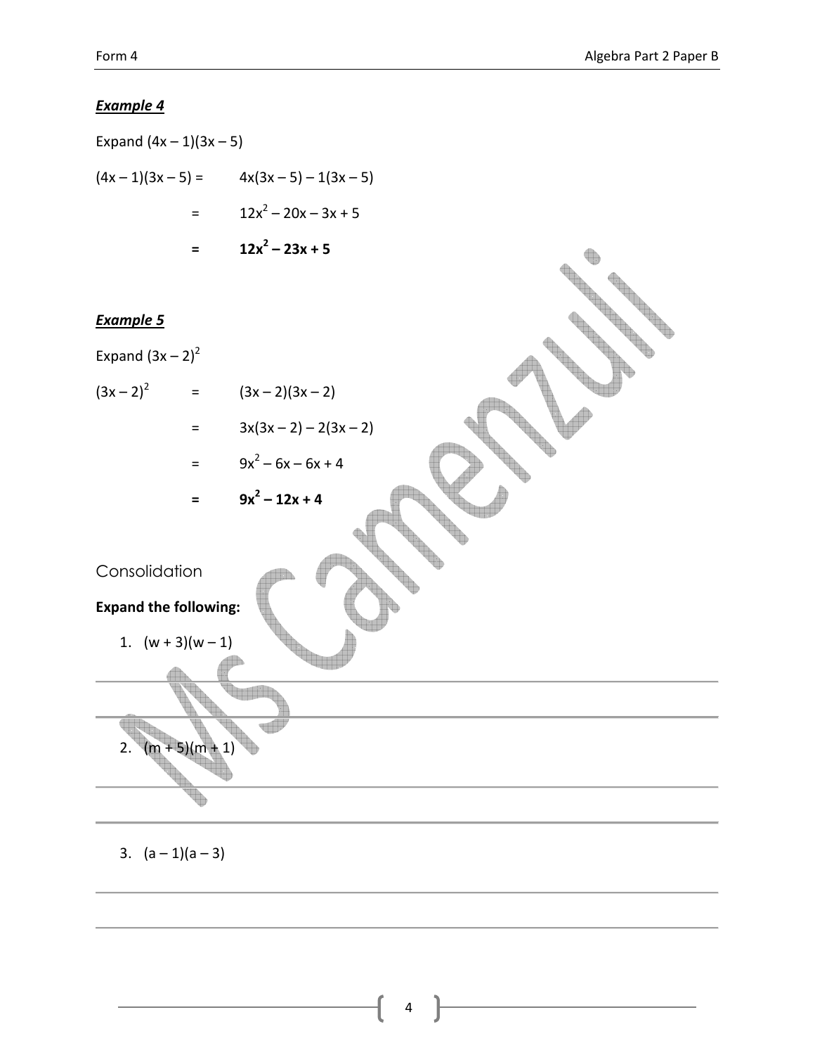***Example 4***

Expand $(4x - 1)(3x - 5)$

$(4x - 1)(3x - 5) = \quad 4x(3x - 5) - 1(3x - 5)$

$= \quad 12x^2 - 20x - 3x + 5$

$= \quad \mathbf{12x^2 - 23x + 5}$

***Example 5***

Expand $(3x - 2)^2$

$(3x - 2)^2 \quad = \quad (3x - 2)(3x - 2)$

$= \quad 3x(3x - 2) - 2(3x - 2)$

$= \quad 9x^2 - 6x - 6x + 4$

$= \quad \mathbf{9x^2 - 12x + 4}$

## Consolidation

**Expand the following:**

1. $(w + 3)(w - 1)$

2. $(m + 5)(m + 1)$

3. $(a - 1)(a - 3)$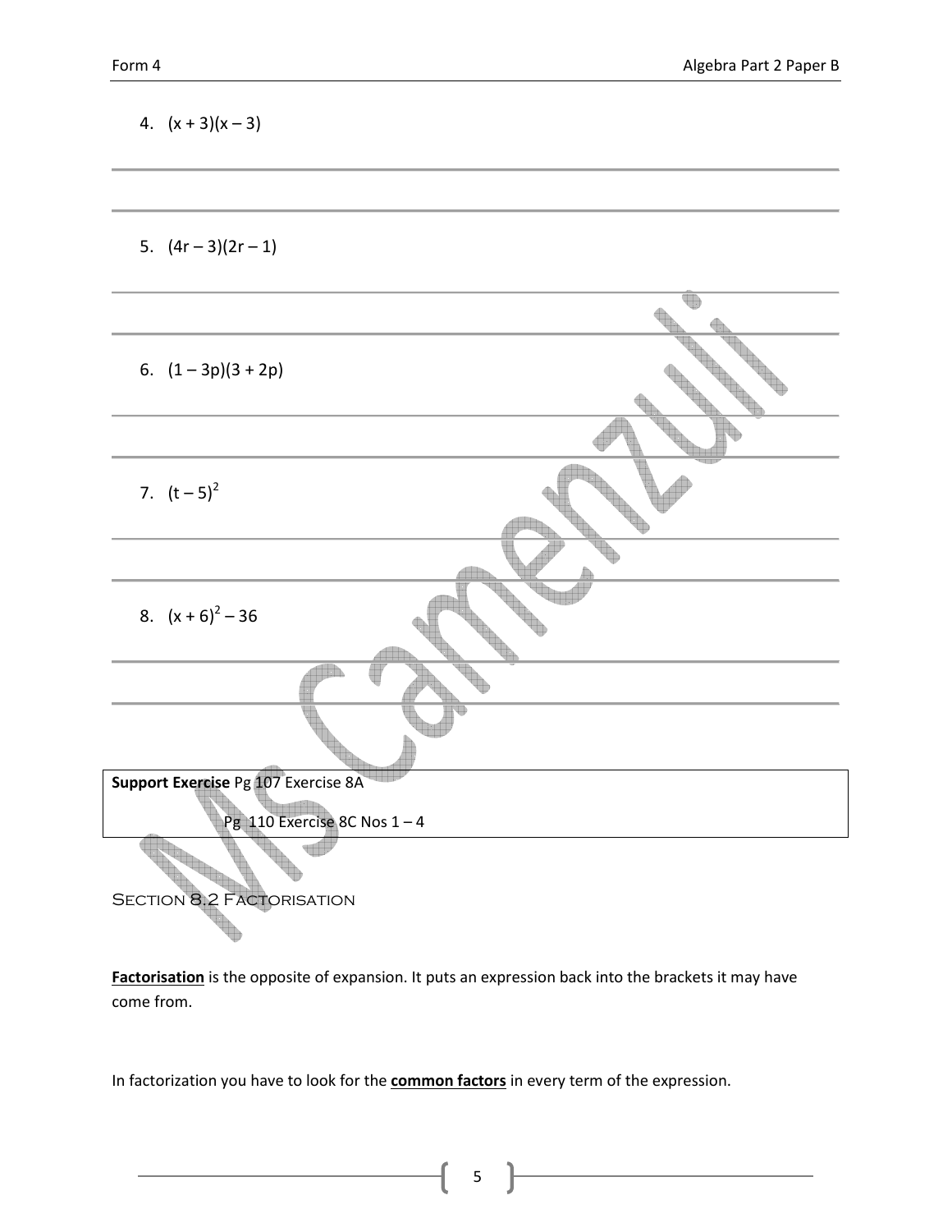4. $(x + 3)(x – 3)$

5. $(4r – 3)(2r – 1)$

6. $(1 – 3p)(3 + 2p)$

7. $(t – 5)^2$

8. $(x + 6)^2 – 36$

**Support Exercise** Pg 107 Exercise 8A

Pg 110 Exercise 8C Nos 1 – 4

## Section 8.2 Factorisation

**Factorisation** is the opposite of expansion. It puts an expression back into the brackets it may have come from.

In factorization you have to look for the **common factors** in every term of the expression.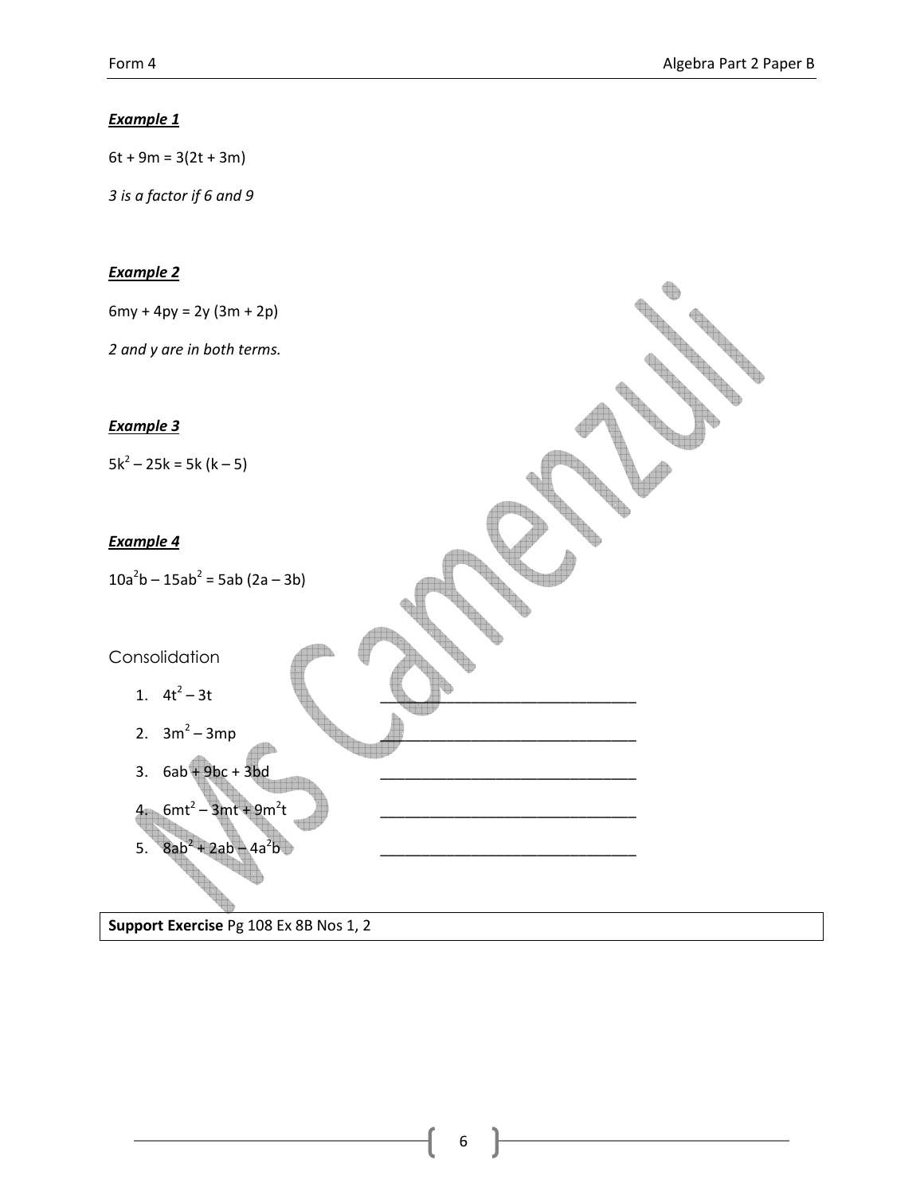***Example 1***

$6t + 9m = 3(2t + 3m)$

*3 is a factor if 6 and 9*

***Example 2***

$6my + 4py = 2y\ (3m + 2p)$

*2 and y are in both terms.*

***Example 3***

$5k^2 – 25k = 5k\ (k – 5)$

***Example 4***

$10a^2b – 15ab^2 = 5ab\ (2a – 3b)$

Consolidation

1. $4t^2 – 3t$ ________________________________
2. $3m^2 – 3mp$ ________________________________
3. $6ab + 9bc + 3bd$ ________________________________
4. $6mt^2 – 3mt + 9m^2t$ ________________________________
5. $8ab^2 + 2ab – 4a^2b$ ________________________________

| **Support Exercise** Pg 108 Ex 8B Nos 1, 2 |
| --- |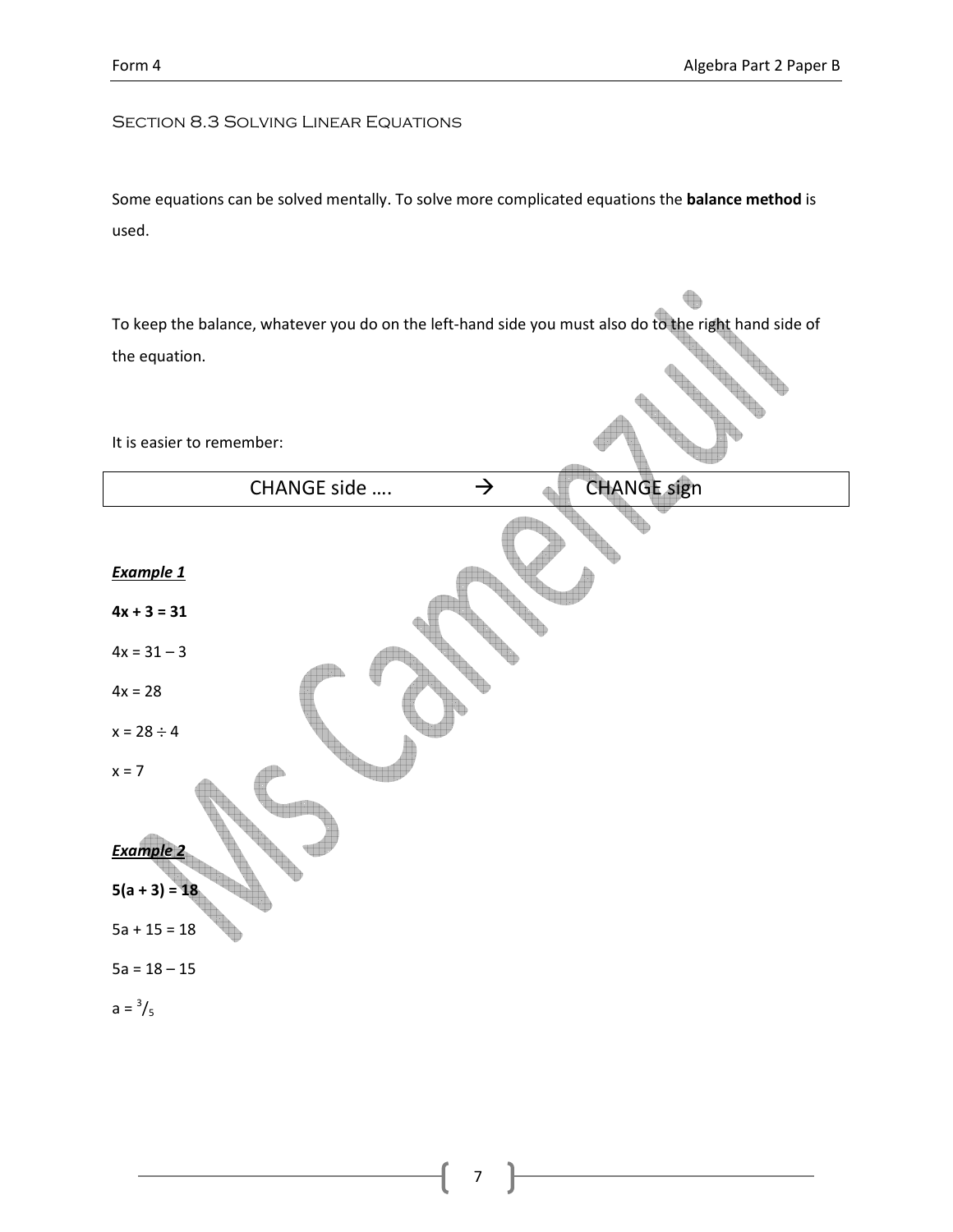## Section 8.3 Solving Linear Equations

Some equations can be solved mentally. To solve more complicated equations the **balance method** is used.

To keep the balance, whatever you do on the left-hand side you must also do to the right hand side of the equation.

It is easier to remember:

| CHANGE side …. → CHANGE sign |
|---|

***Example 1***

**$4x + 3 = 31$**

$4x = 31 - 3$

$4x = 28$

$x = 28 \div 4$

$x = 7$

***Example 2***

**$5(a + 3) = 18$**

$5a + 15 = 18$

$5a = 18 - 15$

$a = {}^{3}/_{5}$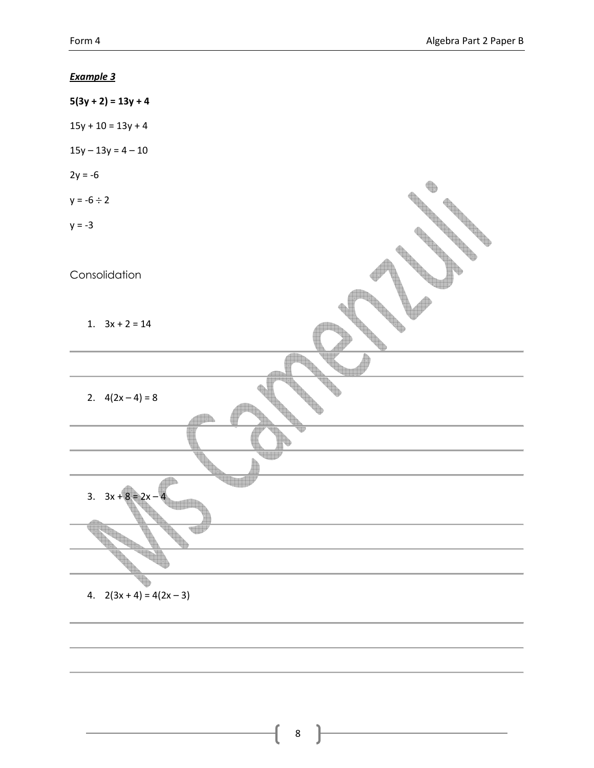***Example 3***

**$5(3y + 2) = 13y + 4$**

$15y + 10 = 13y + 4$

$15y - 13y = 4 - 10$

$2y = -6$

$y = -6 \div 2$

$y = -3$

## Consolidation

1. $3x + 2 = 14$

2. $4(2x - 4) = 8$

3. $3x + 8 = 2x - 4$

4. $2(3x + 4) = 4(2x - 3)$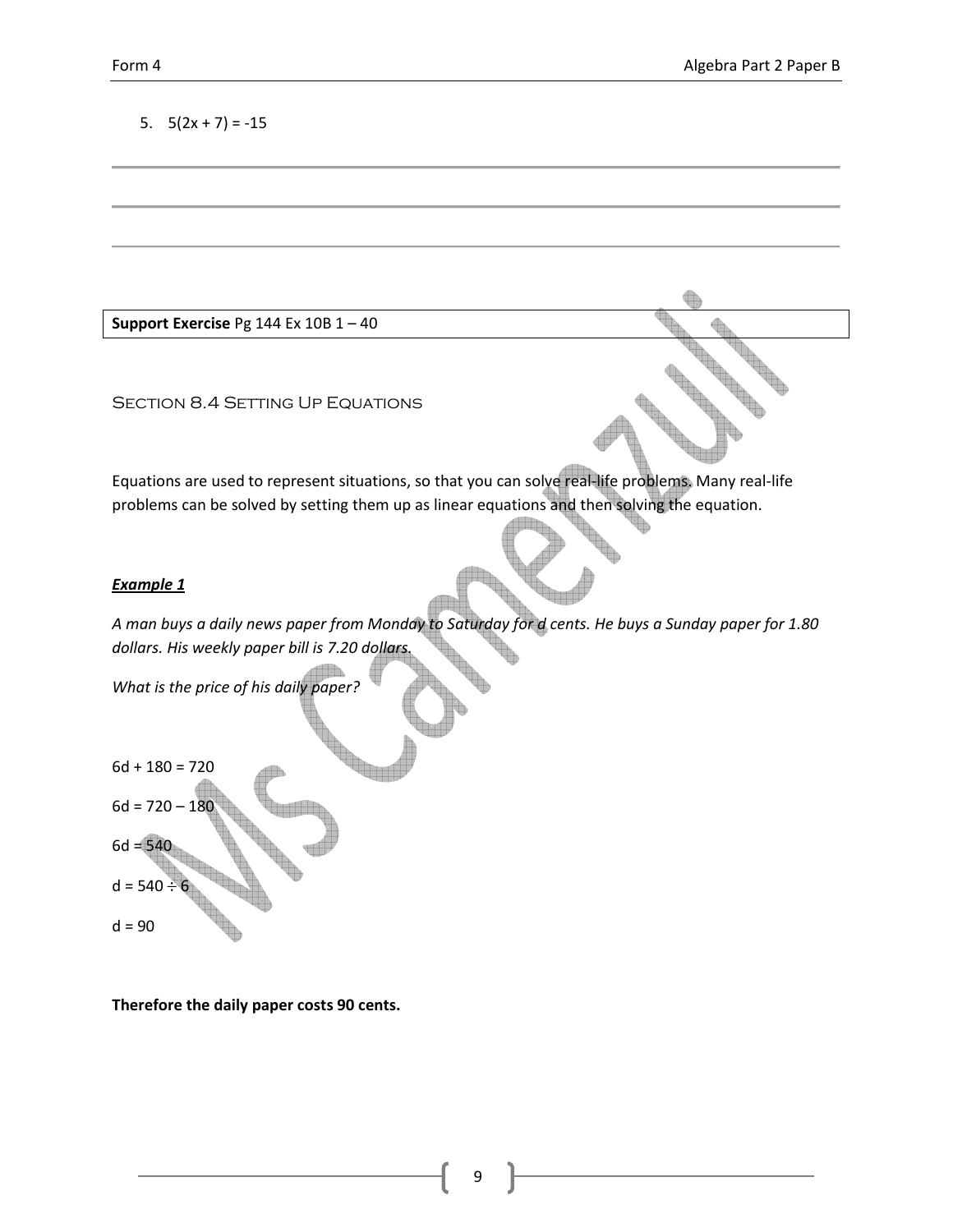5. $5(2x + 7) = -15$

**Support Exercise** Pg 144 Ex 10B 1 – 40

## Section 8.4 Setting Up Equations

Equations are used to represent situations, so that you can solve real-life problems. Many real-life problems can be solved by setting them up as linear equations and then solving the equation.

***Example 1***

*A man buys a daily news paper from Monday to Saturday for d cents. He buys a Sunday paper for 1.80 dollars. His weekly paper bill is 7.20 dollars.*

*What is the price of his daily paper?*

$6d + 180 = 720$

$6d = 720 - 180$

$6d = 540$

$d = 540 \div 6$

$d = 90$

**Therefore the daily paper costs 90 cents.**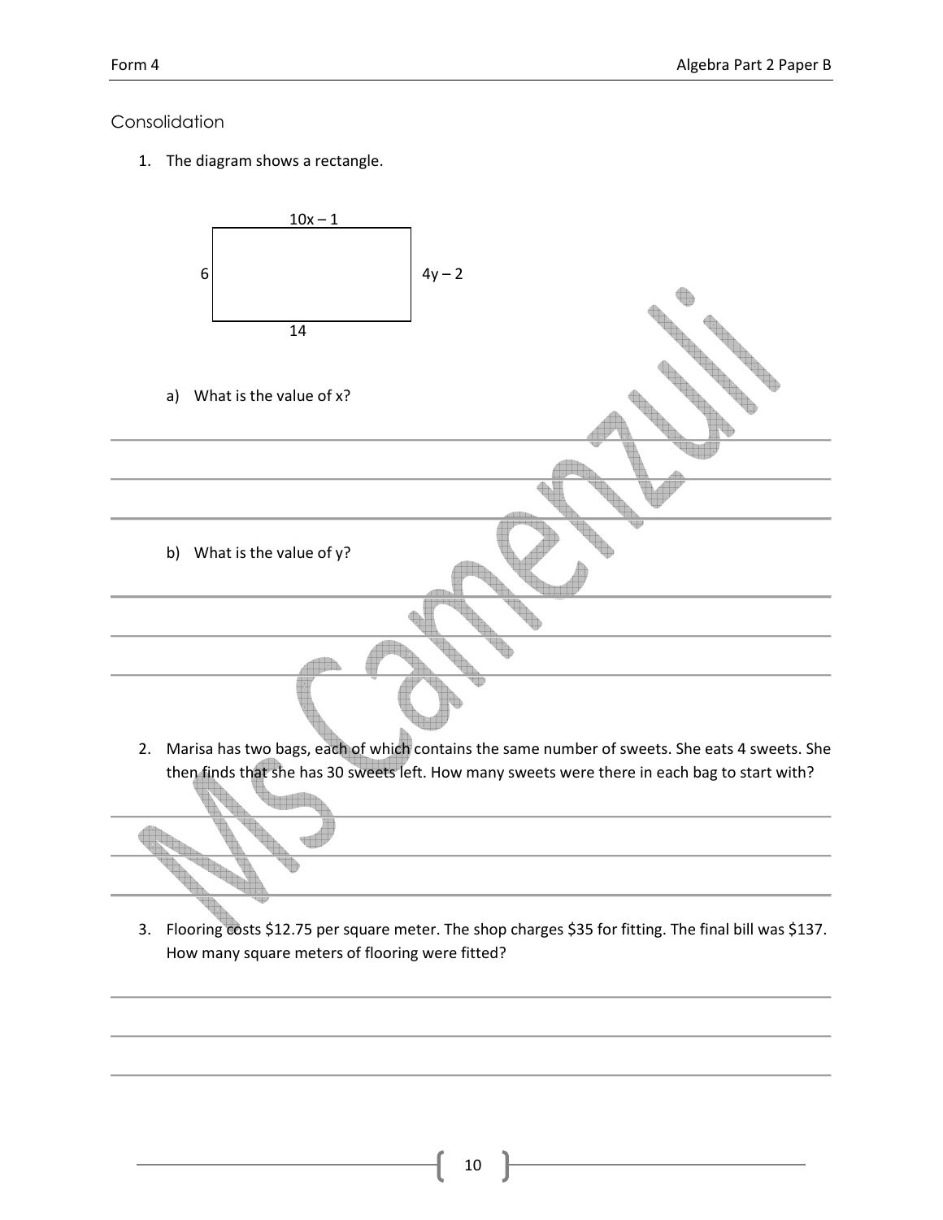## Consolidation

1. The diagram shows a rectangle.

   Top side: $10x - 1$; Left side: $6$; Right side: $4y - 2$; Bottom side: $14$

   a) What is the value of x?

   b) What is the value of y?

2. Marisa has two bags, each of which contains the same number of sweets. She eats 4 sweets. She then finds that she has 30 sweets left. How many sweets were there in each bag to start with?

3. Flooring costs $12.75 per square meter. The shop charges $35 for fitting. The final bill was $137. How many square meters of flooring were fitted?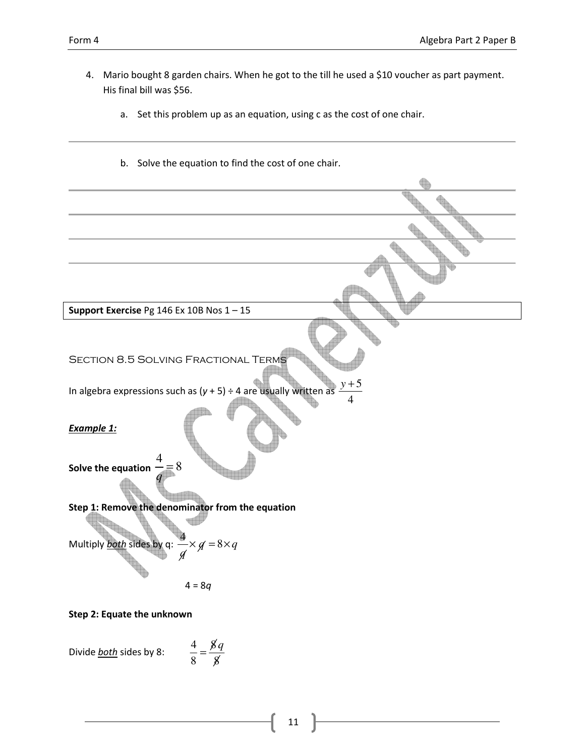4. Mario bought 8 garden chairs. When he got to the till he used a \$10 voucher as part payment. His final bill was \$56.

    a. Set this problem up as an equation, using c as the cost of one chair.

    b. Solve the equation to find the cost of one chair.

**Support Exercise** Pg 146 Ex 10B Nos 1 – 15

## Section 8.5 Solving Fractional Terms

In algebra expressions such as ($y$ + 5) ÷ 4 are usually written as $\frac{y+5}{4}$

***Example 1:***

**Solve the equation** $\frac{4}{q} = 8$

**Step 1: Remove the denominator from the equation**

Multiply ***both*** sides by q: $\frac{4}{\cancel{q}} \times \cancel{q} = 8 \times q$

$4 = 8q$

**Step 2: Equate the unknown**

Divide ***both*** sides by 8: $\frac{4}{8} = \frac{\cancel{8}q}{\cancel{8}}$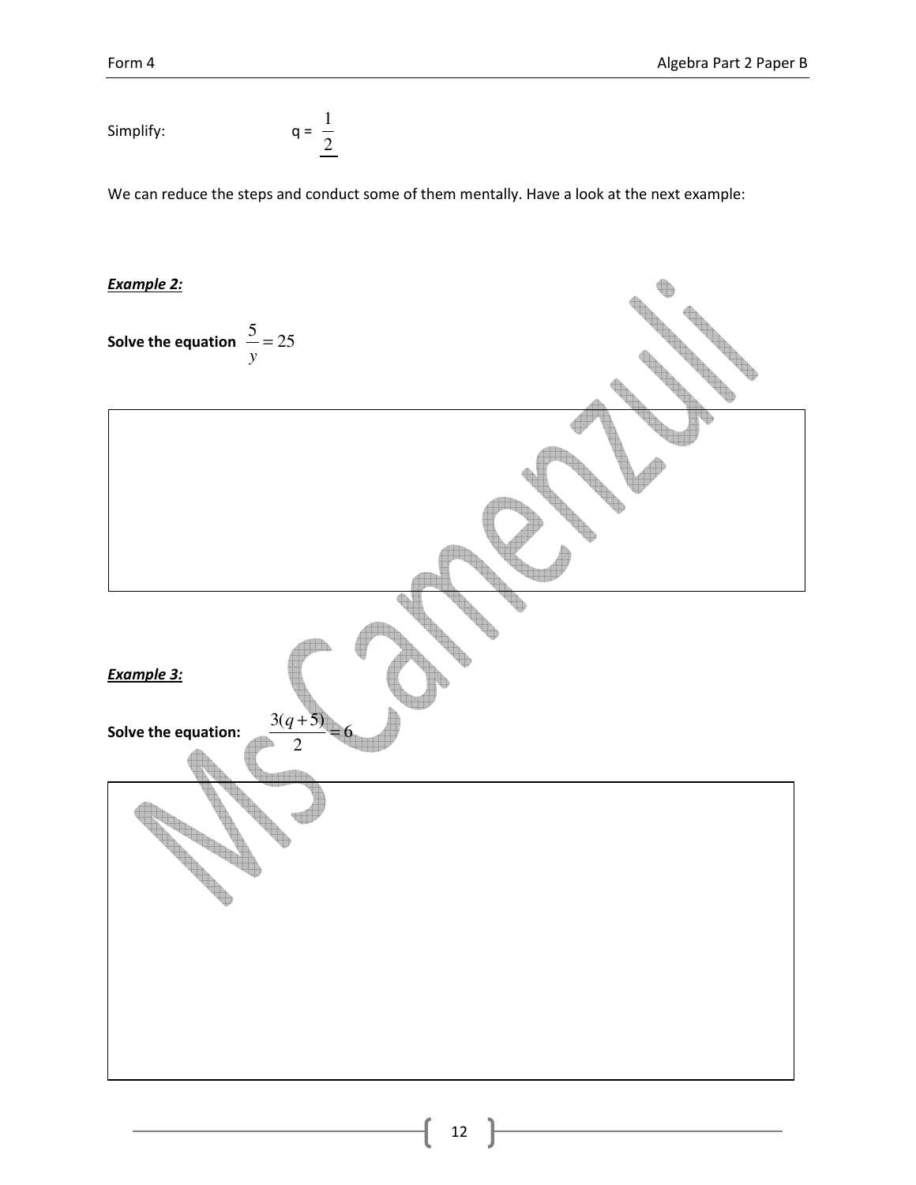Simplify: $q = \dfrac{1}{2}$

We can reduce the steps and conduct some of them mentally. Have a look at the next example:

***Example 2:***

**Solve the equation** $\dfrac{5}{y} = 25$

***Example 3:***

**Solve the equation:** $\dfrac{3(q+5)}{2} = 6$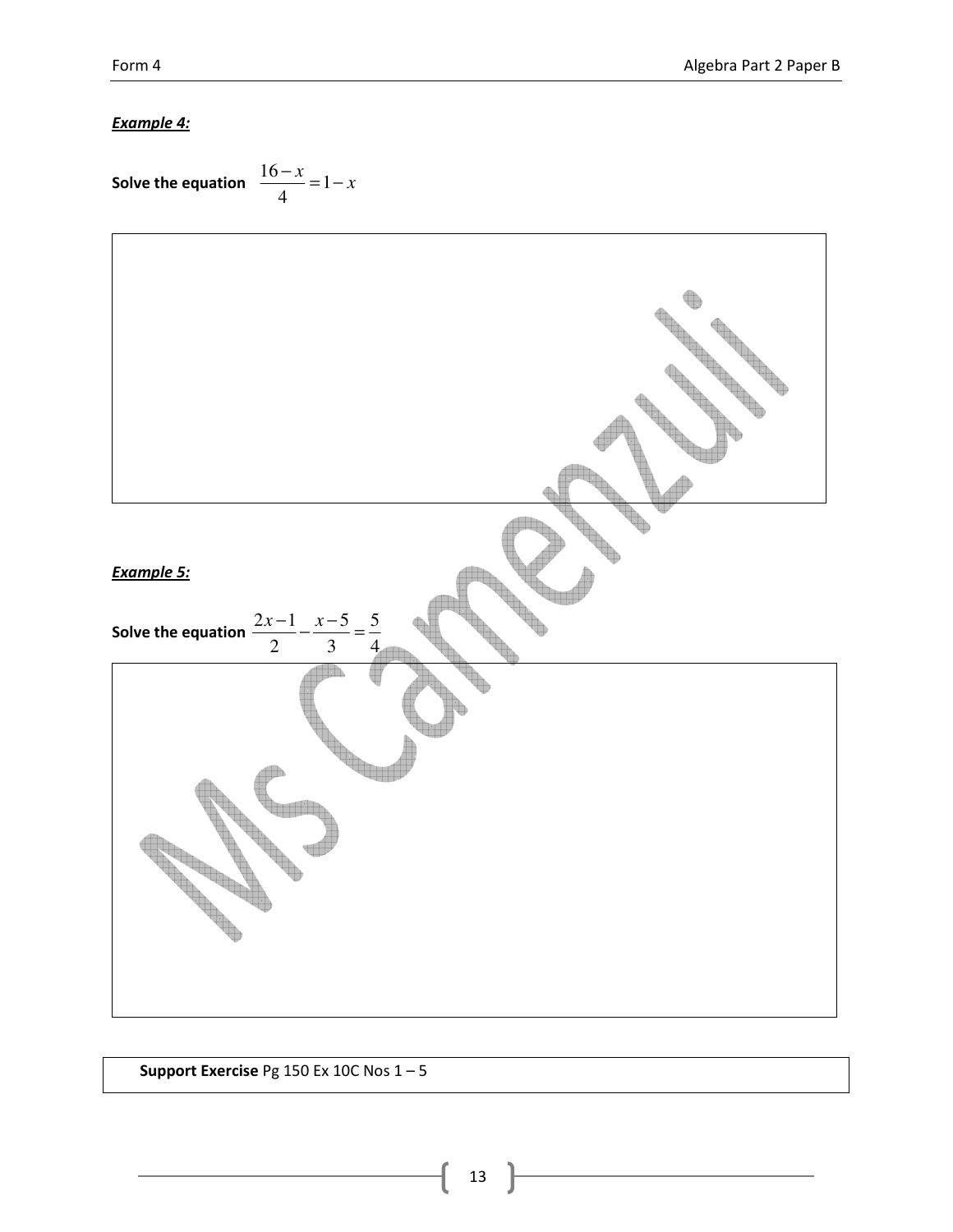***Example 4:***

**Solve the equation** $\frac{16-x}{4}=1-x$

***Example 5:***

**Solve the equation** $\frac{2x-1}{2}-\frac{x-5}{3}=\frac{5}{4}$

**Support Exercise** Pg 150 Ex 10C Nos 1 – 5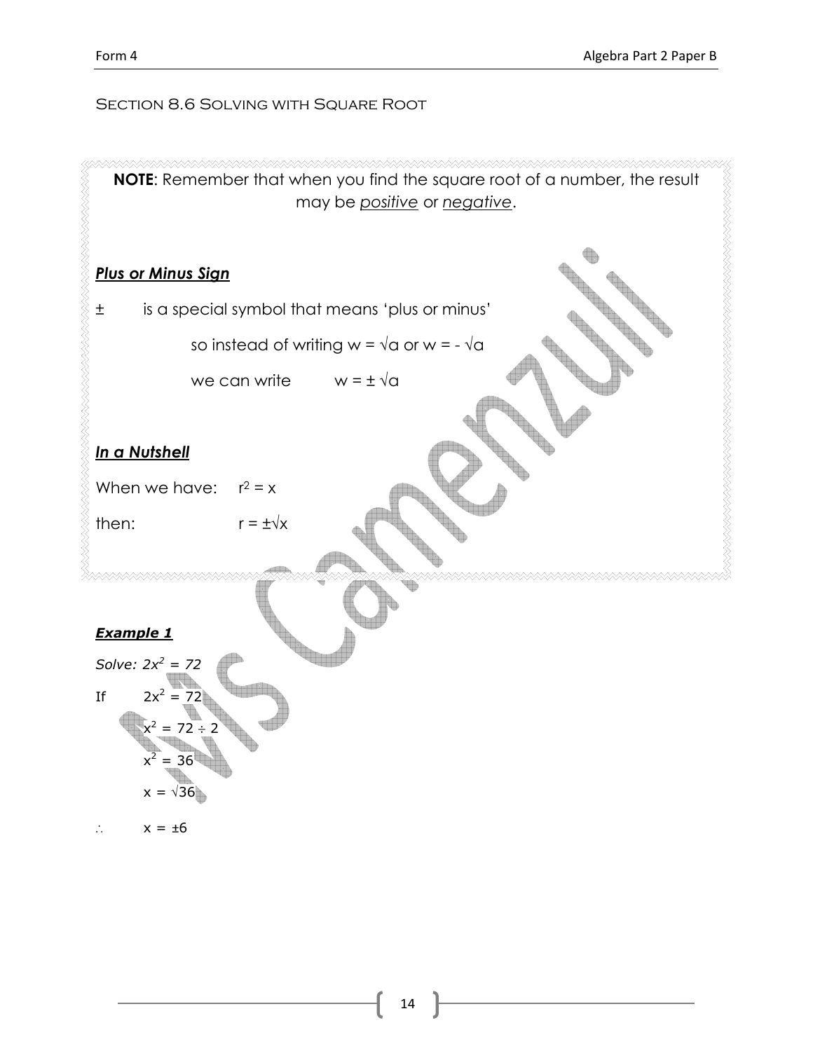## Section 8.6 Solving with Square Root

**NOTE**: Remember that when you find the square root of a number, the result may be *positive* or *negative*.

***Plus or Minus Sign***

$\pm$ is a special symbol that means 'plus or minus'

so instead of writing $w = \sqrt{a}$ or $w = -\sqrt{a}$

we can write $w = \pm\sqrt{a}$

***In a Nutshell***

When we have: $r^2 = x$

then: $r = \pm\sqrt{x}$

***Example 1***

*Solve: $2x^2 = 72$*

If $2x^2 = 72$

$x^2 = 72 \div 2$

$x^2 = 36$

$x = \sqrt{36}$

$\therefore$ $x = \pm 6$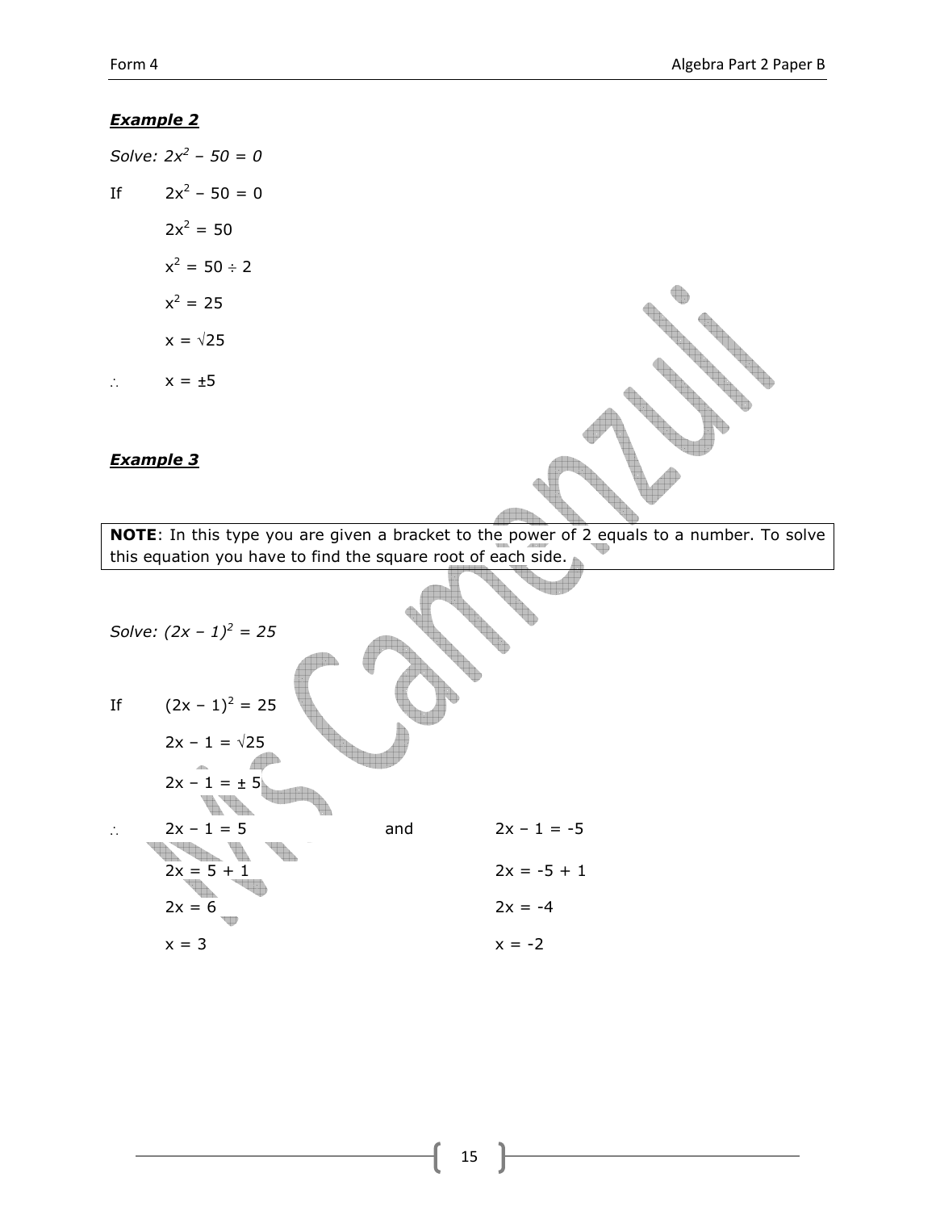***Example 2***

*Solve: $2x^2 - 50 = 0$*

If $\quad 2x^2 - 50 = 0$

$2x^2 = 50$

$x^2 = 50 \div 2$

$x^2 = 25$

$x = \sqrt{25}$

$\therefore \quad x = \pm 5$

***Example 3***

| **NOTE**: In this type you are given a bracket to the power of 2 equals to a number. To solve this equation you have to find the square root of each side. |
|---|

*Solve: $(2x - 1)^2 = 25$*

If $\quad (2x - 1)^2 = 25$

$2x - 1 = \sqrt{25}$

$2x - 1 = \pm 5$

$\therefore \quad 2x - 1 = 5 \quad$ and $\quad 2x - 1 = -5$

$2x = 5 + 1 \quad\quad 2x = -5 + 1$

$2x = 6 \quad\quad 2x = -4$

$x = 3 \quad\quad x = -2$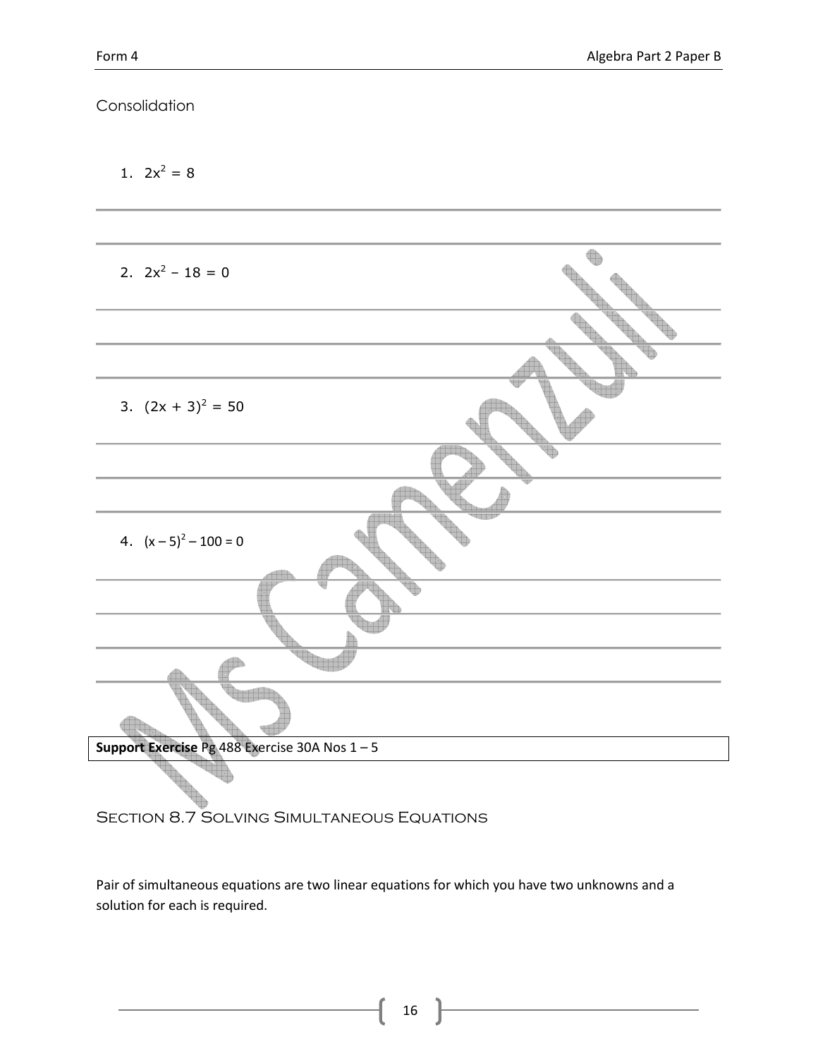Consolidation

1. $2x^2 = 8$

2. $2x^2 - 18 = 0$

3. $(2x + 3)^2 = 50$

4. $(x - 5)^2 - 100 = 0$

**Support Exercise** Pg 488 Exercise 30A Nos 1 – 5

## Section 8.7 Solving Simultaneous Equations

Pair of simultaneous equations are two linear equations for which you have two unknowns and a solution for each is required.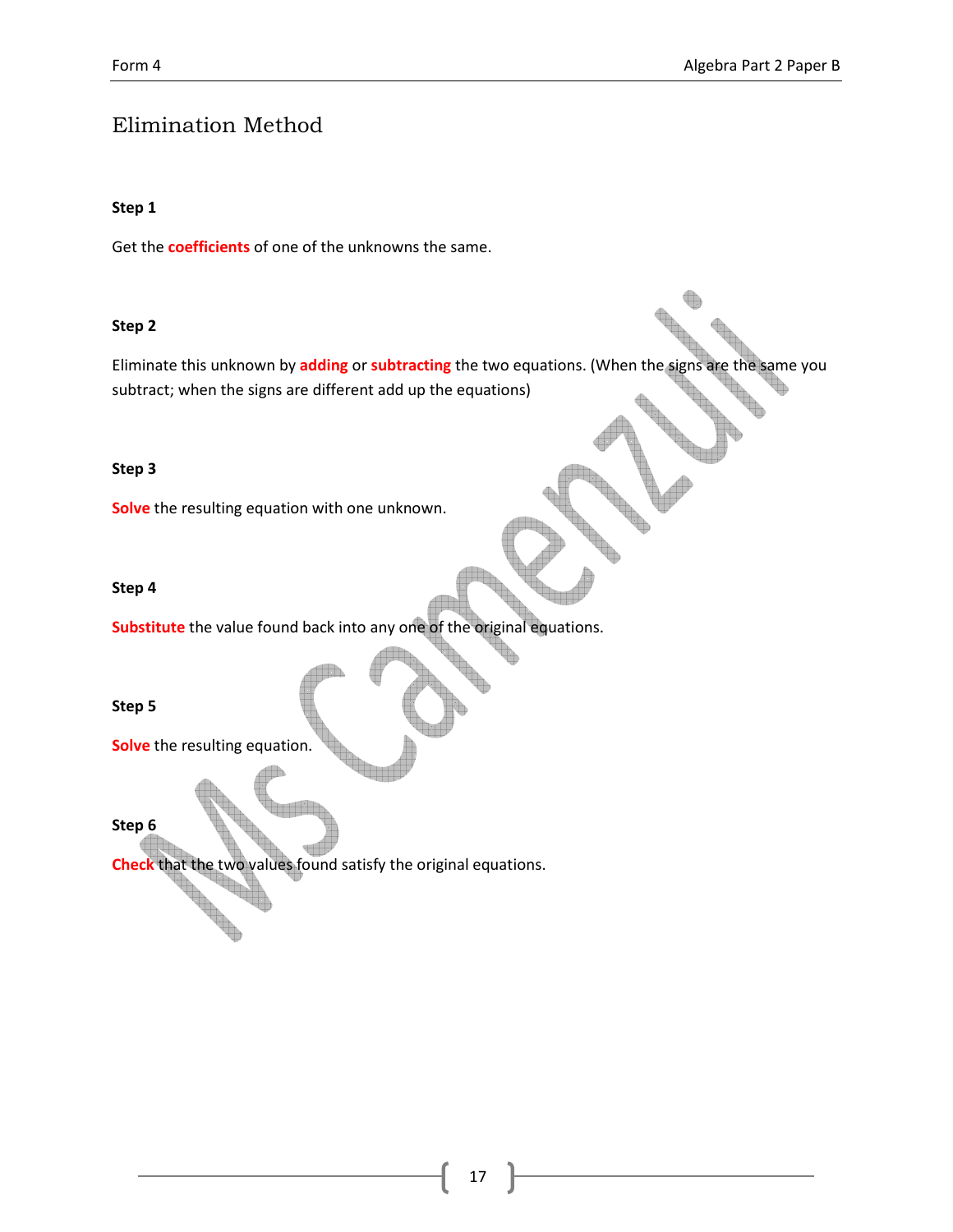# Elimination Method

**Step 1**

Get the **coefficients** of one of the unknowns the same.

**Step 2**

Eliminate this unknown by **adding** or **subtracting** the two equations. (When the signs are the same you subtract; when the signs are different add up the equations)

**Step 3**

**Solve** the resulting equation with one unknown.

**Step 4**

**Substitute** the value found back into any one of the original equations.

**Step 5**

**Solve** the resulting equation.

**Step 6**

**Check** that the two values found satisfy the original equations.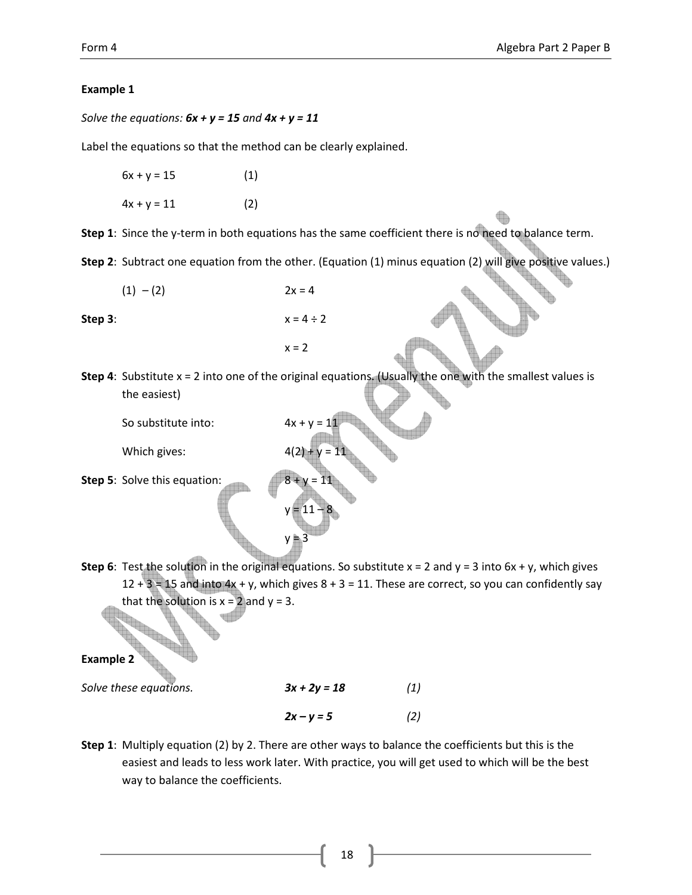**Example 1**

*Solve the equations:* ***6x + y = 15*** *and* ***4x + y = 11***

Label the equations so that the method can be clearly explained.

$6x + y = 15$ (1)

$4x + y = 11$ (2)

**Step 1**: Since the y-term in both equations has the same coefficient there is no need to balance term.

**Step 2**: Subtract one equation from the other. (Equation (1) minus equation (2) will give positive values.)

(1) – (2) $2x = 4$

**Step 3**: $x = 4 \div 2$

$x = 2$

**Step 4**: Substitute $x = 2$ into one of the original equations. (Usually the one with the smallest values is the easiest)

So substitute into: $4x + y = 11$

Which gives: $4(2) + y = 11$

**Step 5**: Solve this equation: $8 + y = 11$

$y = 11 - 8$

$y = 3$

**Step 6**: Test the solution in the original equations. So substitute $x = 2$ and $y = 3$ into $6x + y$, which gives $12 + 3 = 15$ and into $4x + y$, which gives $8 + 3 = 11$. These are correct, so you can confidently say that the solution is $x = 2$ and $y = 3$.

**Example 2**

*Solve these equations.* $3x + 2y = 18$ *(1)*

$2x - y = 5$ *(2)*

**Step 1**: Multiply equation (2) by 2. There are other ways to balance the coefficients but this is the easiest and leads to less work later. With practice, you will get used to which will be the best way to balance the coefficients.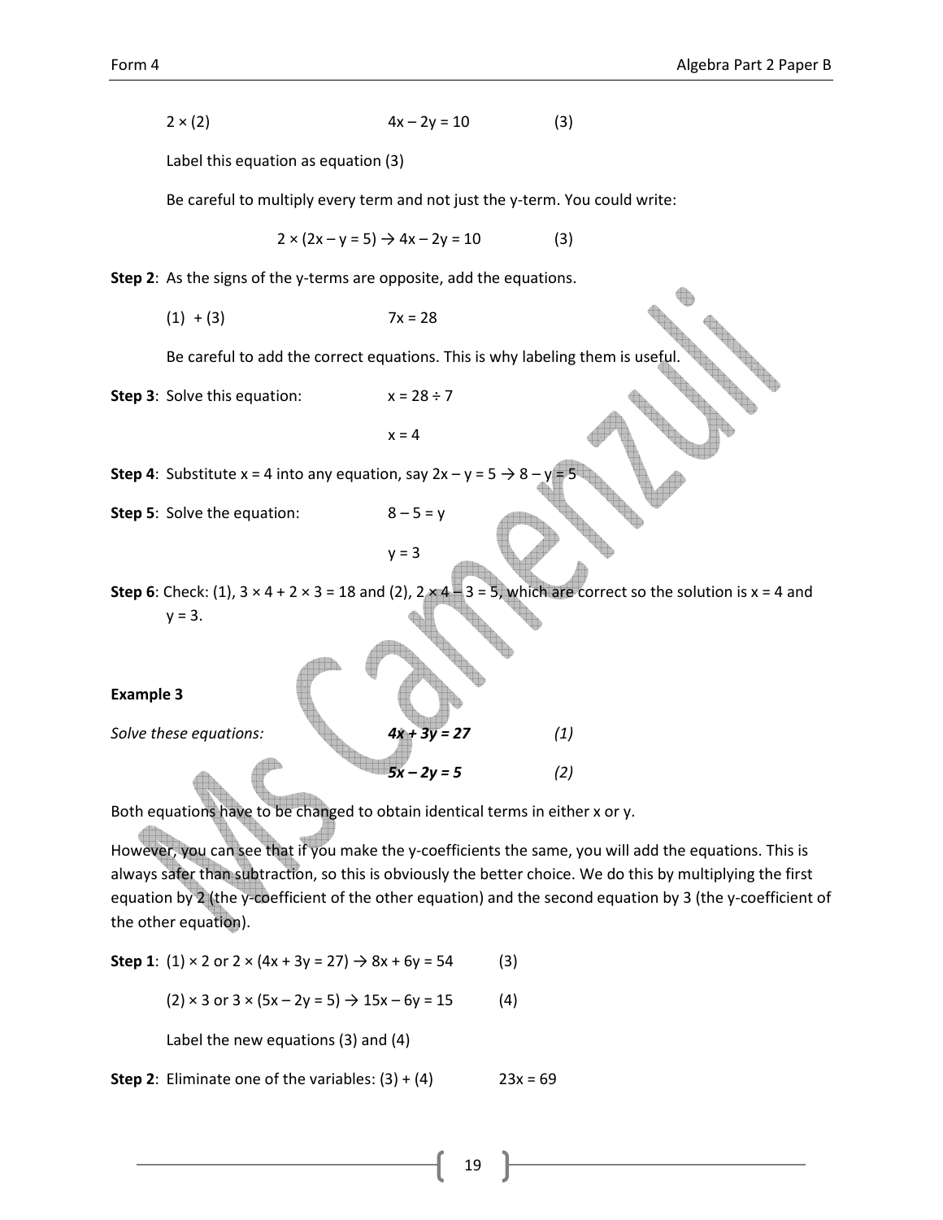$2 \times (2)$ $4x - 2y = 10$ (3)

Label this equation as equation (3)

Be careful to multiply every term and not just the y-term. You could write:

$2 \times (2x - y = 5) \rightarrow 4x - 2y = 10$ (3)

**Step 2**: As the signs of the y-terms are opposite, add the equations.

(1) + (3) $7x = 28$

Be careful to add the correct equations. This is why labeling them is useful.

**Step 3**: Solve this equation: $x = 28 \div 7$

$x = 4$

**Step 4**: Substitute $x = 4$ into any equation, say $2x - y = 5 \rightarrow 8 - y = 5$

**Step 5**: Solve the equation: $8 - 5 = y$

$y = 3$

**Step 6**: Check: (1), $3 \times 4 + 2 \times 3 = 18$ and (2), $2 \times 4 - 3 = 5$, which are correct so the solution is $x = 4$ and $y = 3$.

**Example 3**

*Solve these equations:* $\boldsymbol{4x + 3y = 27}$ *(1)*

$\boldsymbol{5x - 2y = 5}$ *(2)*

Both equations have to be changed to obtain identical terms in either x or y.

However, you can see that if you make the y-coefficients the same, you will add the equations. This is always safer than subtraction, so this is obviously the better choice. We do this by multiplying the first equation by 2 (the y-coefficient of the other equation) and the second equation by 3 (the y-coefficient of the other equation).

**Step 1**: (1) × 2 or $2 \times (4x + 3y = 27) \rightarrow 8x + 6y = 54$ (3)

(2) × 3 or $3 \times (5x - 2y = 5) \rightarrow 15x - 6y = 15$ (4)

Label the new equations (3) and (4)

**Step 2**: Eliminate one of the variables: (3) + (4) $23x = 69$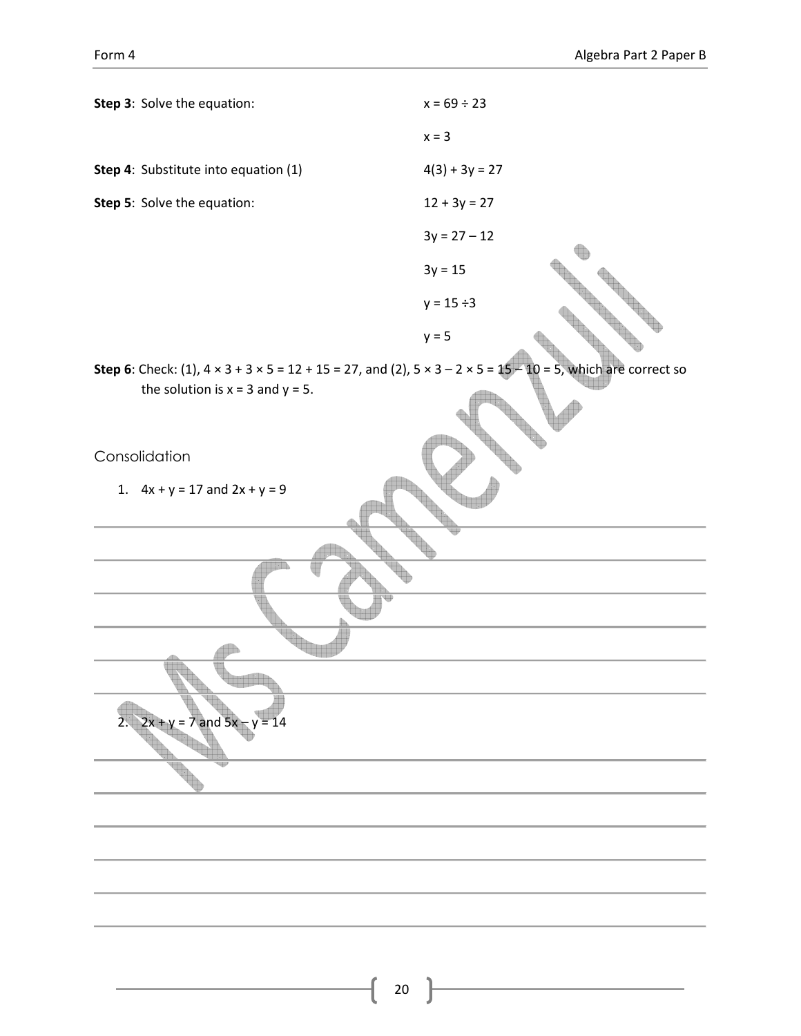**Step 3**: Solve the equation: $x = 69 \div 23$

$x = 3$

**Step 4**: Substitute into equation (1) $4(3) + 3y = 27$

**Step 5**: Solve the equation: $12 + 3y = 27$

$3y = 27 - 12$

$3y = 15$

$y = 15 \div 3$

$y = 5$

**Step 6**: Check: (1), $4 \times 3 + 3 \times 5 = 12 + 15 = 27$, and (2), $5 \times 3 - 2 \times 5 = 15 - 10 = 5$, which are correct so the solution is $x = 3$ and $y = 5$.

## Consolidation

1. $4x + y = 17$ and $2x + y = 9$

2. $2x + y = 7$ and $5x - y = 14$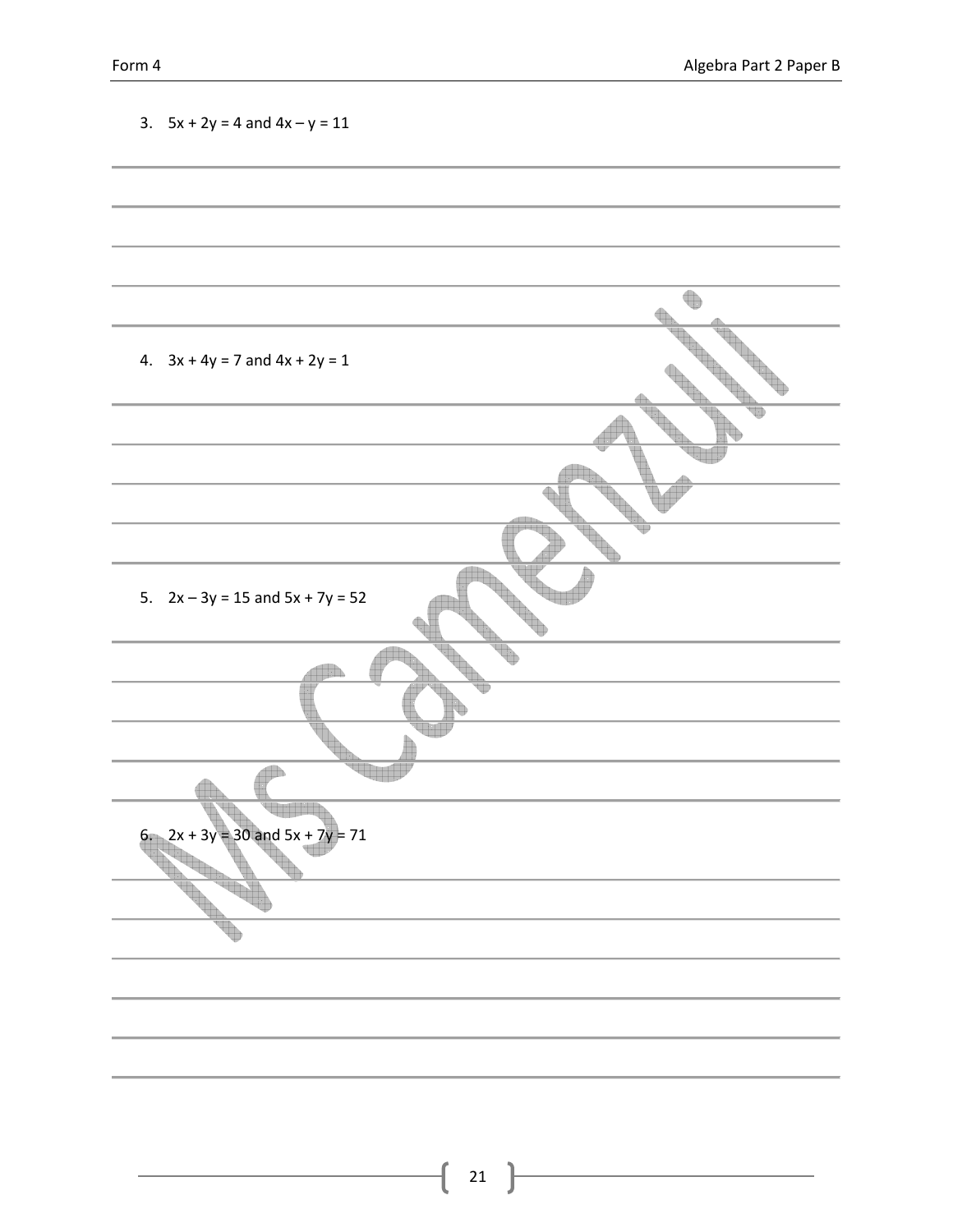3. $5x + 2y = 4$ and $4x - y = 11$

4. $3x + 4y = 7$ and $4x + 2y = 1$

5. $2x - 3y = 15$ and $5x + 7y = 52$

6. $2x + 3y = 30$ and $5x + 7y = 71$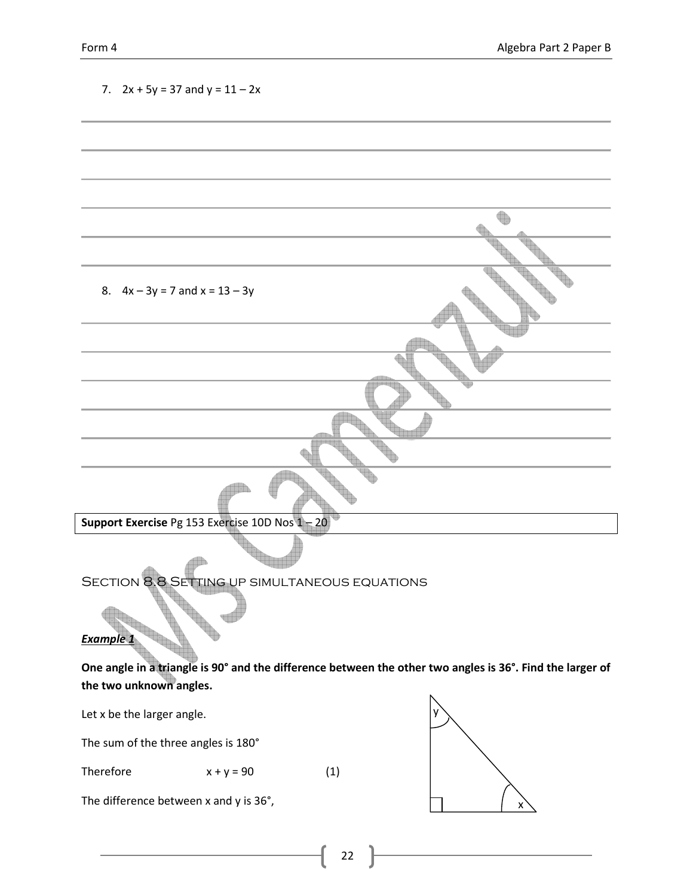7. $2x + 5y = 37$ and $y = 11 - 2x$

8. $4x - 3y = 7$ and $x = 13 - 3y$

**Support Exercise** Pg 153 Exercise 10D Nos 1 – 20

## Section 8.8 Setting up simultaneous equations

***Example 1***

**One angle in a triangle is 90° and the difference between the other two angles is 36°. Find the larger of the two unknown angles.**

Let x be the larger angle.

The sum of the three angles is 180°

Therefore $\quad x + y = 90 \quad (1)$

The difference between x and y is 36°,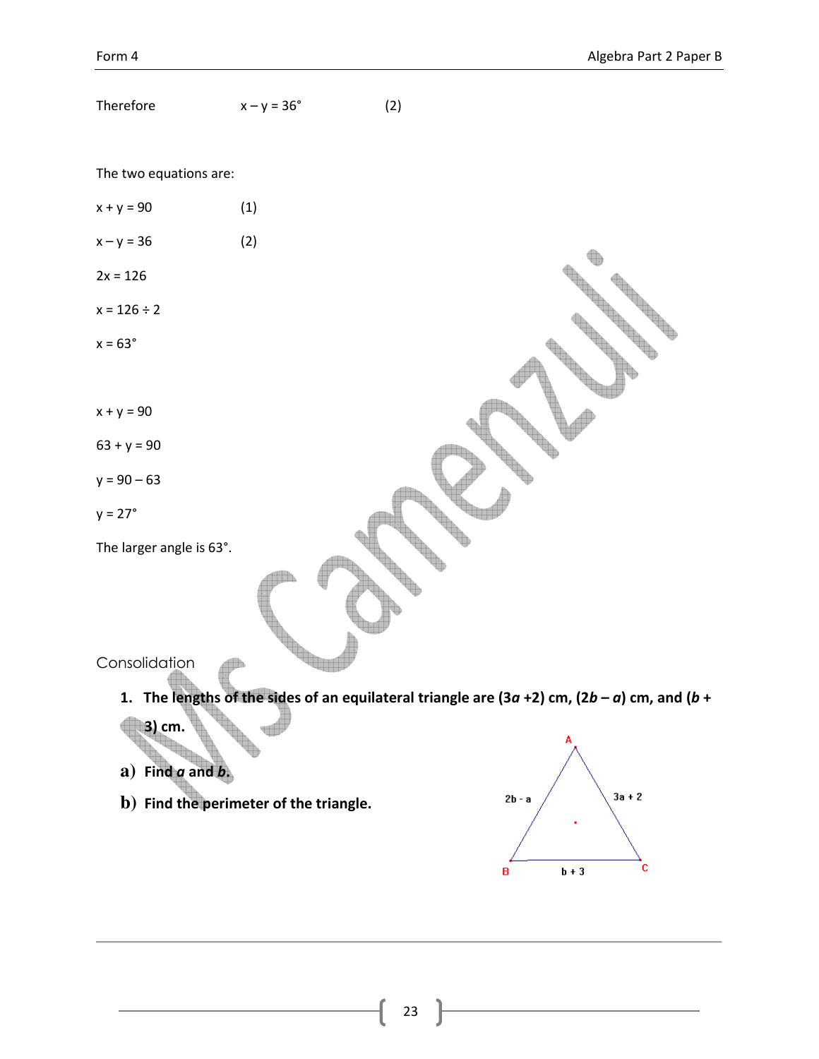Therefore $x - y = 36°$ (2)

The two equations are:

$x + y = 90$ (1)

$x - y = 36$ (2)

$2x = 126$

$x = 126 \div 2$

$x = 63°$

$x + y = 90$

$63 + y = 90$

$y = 90 - 63$

$y = 27°$

The larger angle is 63°.

## Consolidation

**1. The lengths of the sides of an equilateral triangle are ($3a + 2$) cm, ($2b - a$) cm, and ($b + 3$) cm.**

**a) Find $a$ and $b$.**

**b) Find the perimeter of the triangle.**

A

$2b - a$ $3a + 2$

B $b + 3$ C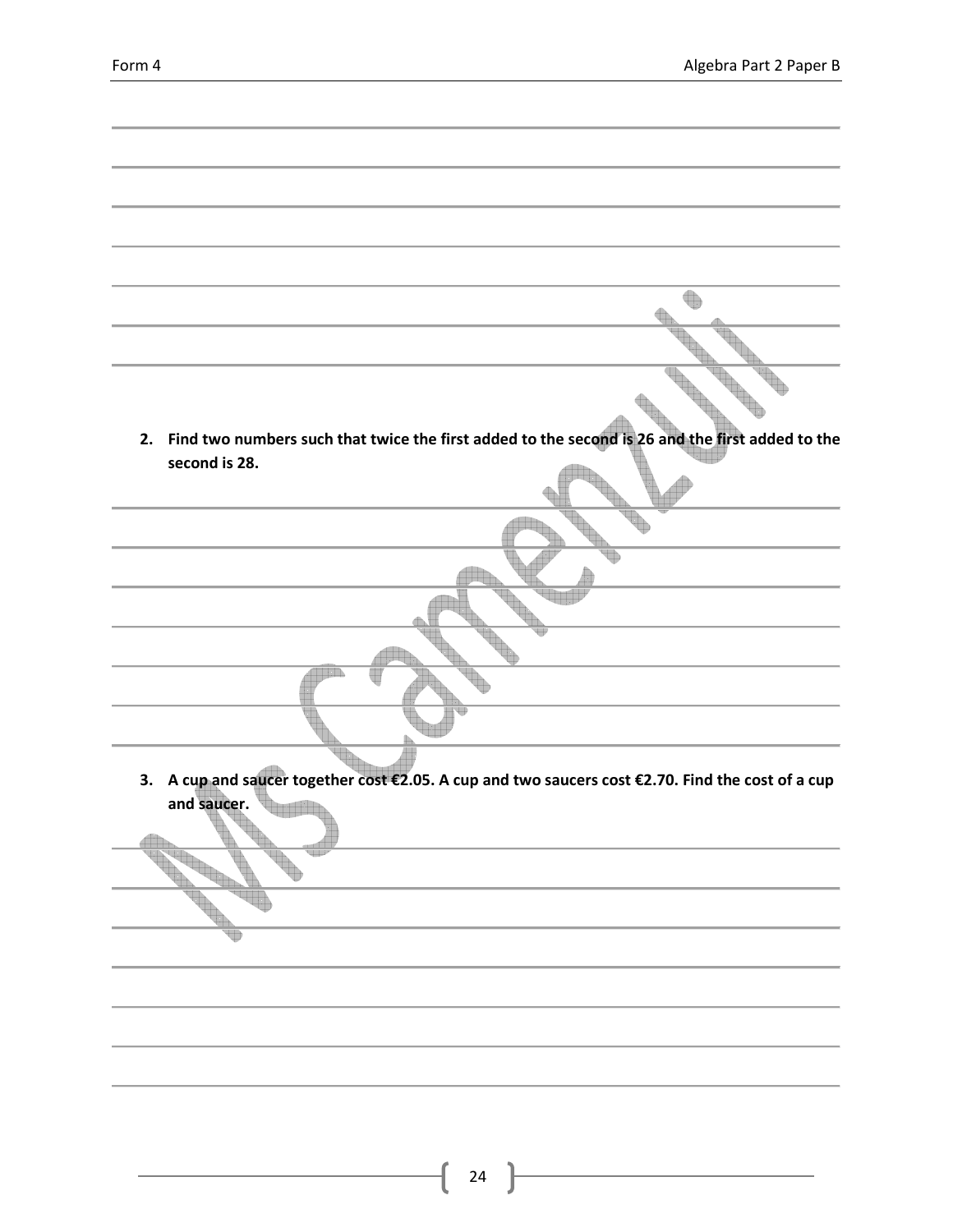2. **Find two numbers such that twice the first added to the second is 26 and the first added to the second is 28.**

3. **A cup and saucer together cost €2.05. A cup and two saucers cost €2.70. Find the cost of a cup and saucer.**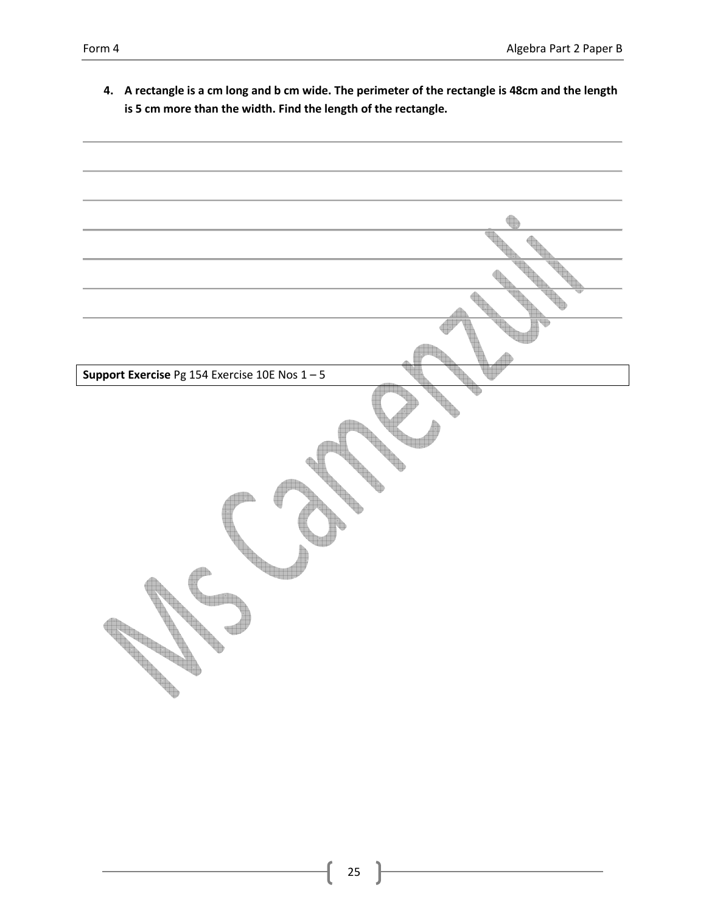**4. A rectangle is a cm long and b cm wide. The perimeter of the rectangle is 48cm and the length is 5 cm more than the width. Find the length of the rectangle.**

| |
|---|
| **Support Exercise** Pg 154 Exercise 10E Nos 1 – 5 |